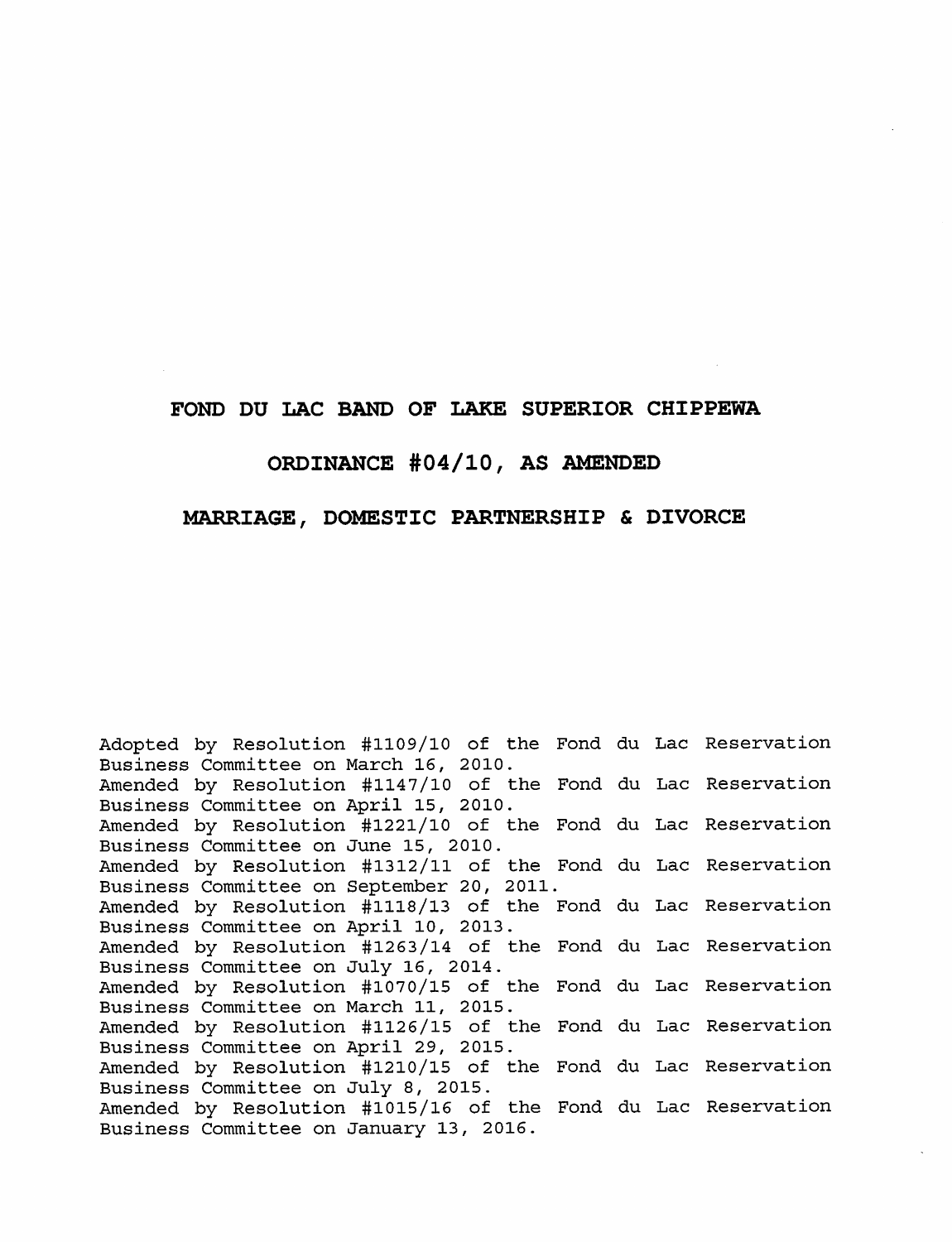# FOND DU LAC BAND OF LAKE SUPERIOR CHIPPEWA

# ORDINANCE #04/10, AS AMENDED

# MARRIAGE, DOMESTIC PARTNERSHIP & DIVORCE

Adopted by Resolution #1109/10 of the Fond du Lac Reservation Business Committee on March 16, 2010.
Amended by Resolution #1147/10 of the Fond du Lac Reservation Business Committee on April 15, 2010.
Amended by Resolution #1221/10 of the Fond du Lac Reservation Business Committee on June 15, 2010.
Amended by Resolution #1312/11 of the Fond du Lac Reservation Business Committee on September 20, 2011.
Amended by Resolution #1118/13 of the Fond du Lac Reservation Business Committee on April 10, 2013.
Amended by Resolution #1263/14 of the Fond du Lac Reservation Business Committee on July 16, 2014.
Amended by Resolution #1070/15 of the Fond du Lac Reservation Business Committee on March 11, 2015.
Amended by Resolution #1126/15 of the Fond du Lac Reservation Business Committee on April 29, 2015.
Amended by Resolution #1210/15 of the Fond du Lac Reservation Business Committee on July 8, 2015.
Amended by Resolution #1015/16 of the Fond du Lac Reservation Business Committee on January 13, 2016.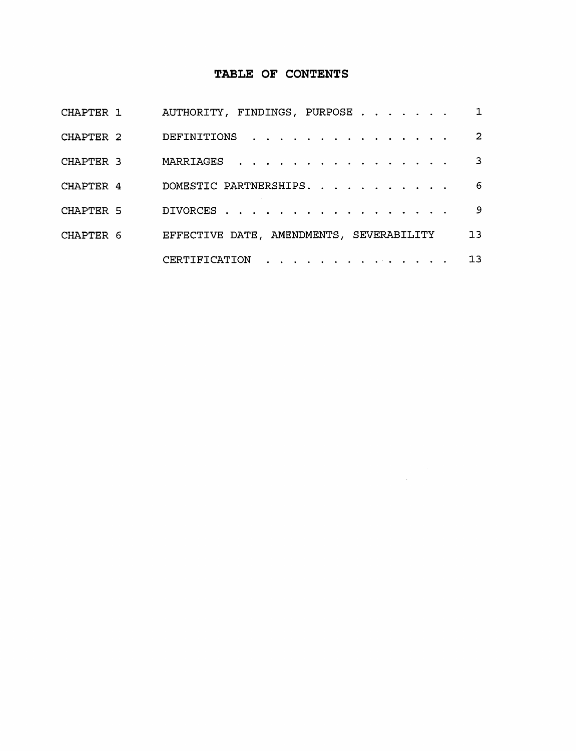# TABLE OF CONTENTS

| | | |
|---|---|---|
| CHAPTER 1 | AUTHORITY, FINDINGS, PURPOSE | 1 |
| CHAPTER 2 | DEFINITIONS | 2 |
| CHAPTER 3 | MARRIAGES | 3 |
| CHAPTER 4 | DOMESTIC PARTNERSHIPS | 6 |
| CHAPTER 5 | DIVORCES | 9 |
| CHAPTER 6 | EFFECTIVE DATE, AMENDMENTS, SEVERABILITY | 13 |
| | CERTIFICATION | 13 |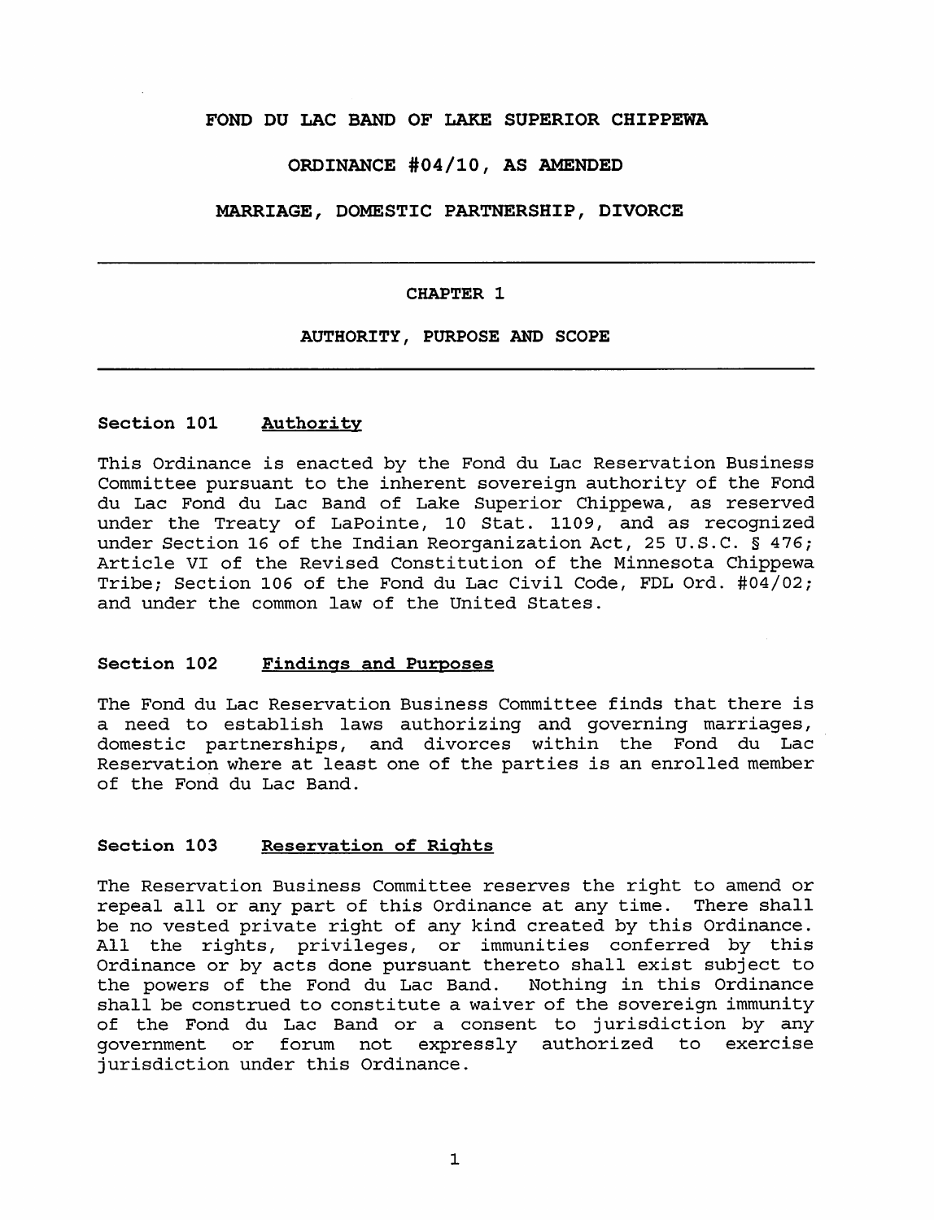# FOND DU LAC BAND OF LAKE SUPERIOR CHIPPEWA

## ORDINANCE #04/10, AS AMENDED

## MARRIAGE, DOMESTIC PARTNERSHIP, DIVORCE

---

## CHAPTER 1

## AUTHORITY, PURPOSE AND SCOPE

---

### Section 101 Authority

This Ordinance is enacted by the Fond du Lac Reservation Business Committee pursuant to the inherent sovereign authority of the Fond du Lac Fond du Lac Band of Lake Superior Chippewa, as reserved under the Treaty of LaPointe, 10 Stat. 1109, and as recognized under Section 16 of the Indian Reorganization Act, 25 U.S.C. § 476; Article VI of the Revised Constitution of the Minnesota Chippewa Tribe; Section 106 of the Fond du Lac Civil Code, FDL Ord. #04/02; and under the common law of the United States.

### Section 102 Findings and Purposes

The Fond du Lac Reservation Business Committee finds that there is a need to establish laws authorizing and governing marriages, domestic partnerships, and divorces within the Fond du Lac Reservation where at least one of the parties is an enrolled member of the Fond du Lac Band.

### Section 103 Reservation of Rights

The Reservation Business Committee reserves the right to amend or repeal all or any part of this Ordinance at any time. There shall be no vested private right of any kind created by this Ordinance. All the rights, privileges, or immunities conferred by this Ordinance or by acts done pursuant thereto shall exist subject to the powers of the Fond du Lac Band. Nothing in this Ordinance shall be construed to constitute a waiver of the sovereign immunity of the Fond du Lac Band or a consent to jurisdiction by any government or forum not expressly authorized to exercise jurisdiction under this Ordinance.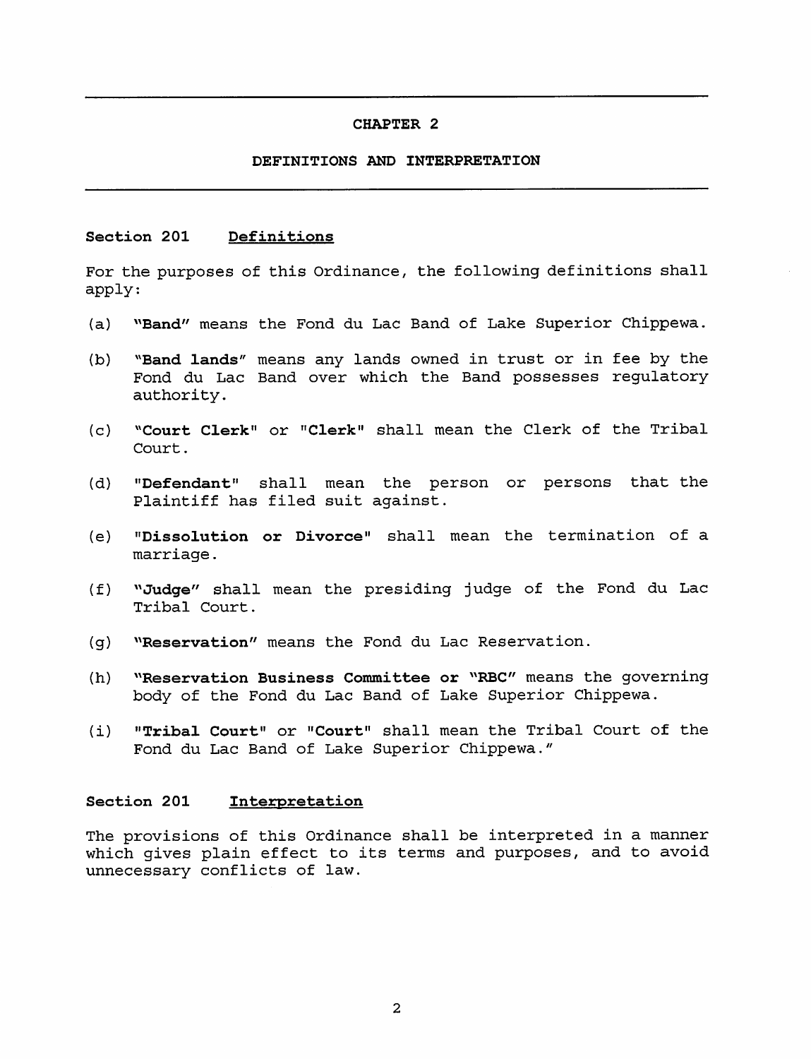## CHAPTER 2

## DEFINITIONS AND INTERPRETATION

### Section 201 Definitions

For the purposes of this Ordinance, the following definitions shall apply:

(a) **"Band"** means the Fond du Lac Band of Lake Superior Chippewa.

(b) **"Band lands"** means any lands owned in trust or in fee by the Fond du Lac Band over which the Band possesses regulatory authority.

(c) **"Court Clerk"** or **"Clerk"** shall mean the Clerk of the Tribal Court.

(d) **"Defendant"** shall mean the person or persons that the Plaintiff has filed suit against.

(e) **"Dissolution or Divorce"** shall mean the termination of a marriage.

(f) **"Judge"** shall mean the presiding judge of the Fond du Lac Tribal Court.

(g) **"Reservation"** means the Fond du Lac Reservation.

(h) **"Reservation Business Committee or "RBC"** means the governing body of the Fond du Lac Band of Lake Superior Chippewa.

(i) **"Tribal Court"** or **"Court"** shall mean the Tribal Court of the Fond du Lac Band of Lake Superior Chippewa."

### Section 201 Interpretation

The provisions of this Ordinance shall be interpreted in a manner which gives plain effect to its terms and purposes, and to avoid unnecessary conflicts of law.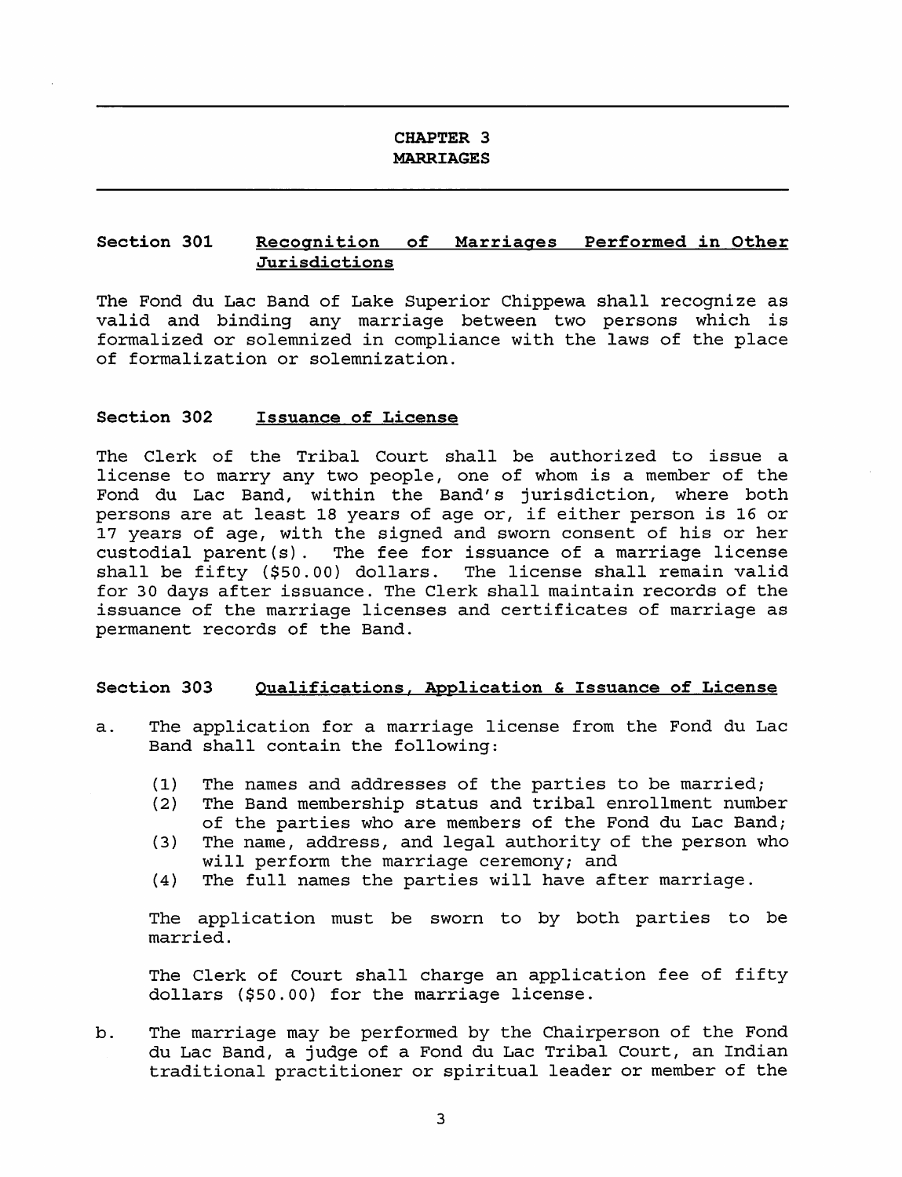# CHAPTER 3
# MARRIAGES

## Section 301 Recognition of Marriages Performed in Other Jurisdictions

The Fond du Lac Band of Lake Superior Chippewa shall recognize as valid and binding any marriage between two persons which is formalized or solemnized in compliance with the laws of the place of formalization or solemnization.

## Section 302 Issuance of License

The Clerk of the Tribal Court shall be authorized to issue a license to marry any two people, one of whom is a member of the Fond du Lac Band, within the Band's jurisdiction, where both persons are at least 18 years of age or, if either person is 16 or 17 years of age, with the signed and sworn consent of his or her custodial parent(s). The fee for issuance of a marriage license shall be fifty ($50.00) dollars. The license shall remain valid for 30 days after issuance. The Clerk shall maintain records of the issuance of the marriage licenses and certificates of marriage as permanent records of the Band.

## Section 303 Qualifications, Application & Issuance of License

a. The application for a marriage license from the Fond du Lac Band shall contain the following:

   (1) The names and addresses of the parties to be married;
   (2) The Band membership status and tribal enrollment number of the parties who are members of the Fond du Lac Band;
   (3) The name, address, and legal authority of the person who will perform the marriage ceremony; and
   (4) The full names the parties will have after marriage.

   The application must be sworn to by both parties to be married.

   The Clerk of Court shall charge an application fee of fifty dollars ($50.00) for the marriage license.

b. The marriage may be performed by the Chairperson of the Fond du Lac Band, a judge of a Fond du Lac Tribal Court, an Indian traditional practitioner or spiritual leader or member of the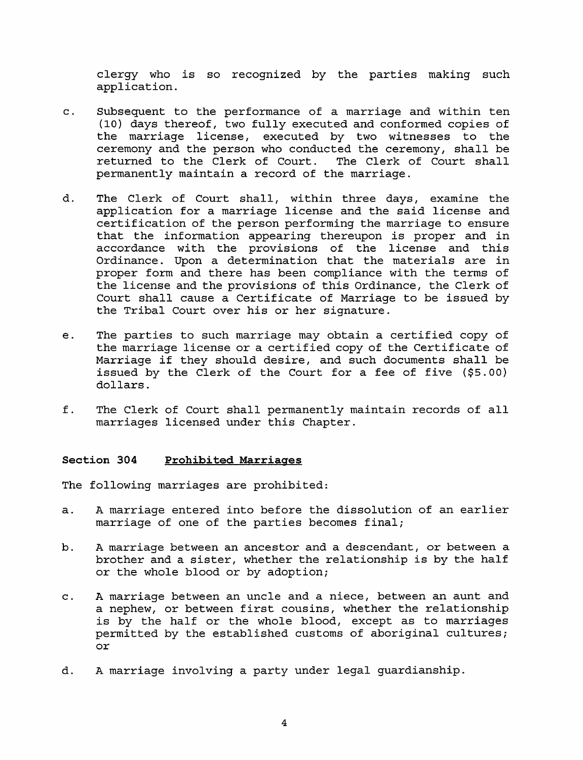clergy who is so recognized by the parties making such application.

c. Subsequent to the performance of a marriage and within ten (10) days thereof, two fully executed and conformed copies of the marriage license, executed by two witnesses to the ceremony and the person who conducted the ceremony, shall be returned to the Clerk of Court. The Clerk of Court shall permanently maintain a record of the marriage.

d. The Clerk of Court shall, within three days, examine the application for a marriage license and the said license and certification of the person performing the marriage to ensure that the information appearing thereupon is proper and in accordance with the provisions of the license and this Ordinance. Upon a determination that the materials are in proper form and there has been compliance with the terms of the license and the provisions of this Ordinance, the Clerk of Court shall cause a Certificate of Marriage to be issued by the Tribal Court over his or her signature.

e. The parties to such marriage may obtain a certified copy of the marriage license or a certified copy of the Certificate of Marriage if they should desire, and such documents shall be issued by the Clerk of the Court for a fee of five ($5.00) dollars.

f. The Clerk of Court shall permanently maintain records of all marriages licensed under this Chapter.

### Section 304 Prohibited Marriages

The following marriages are prohibited:

a. A marriage entered into before the dissolution of an earlier marriage of one of the parties becomes final;

b. A marriage between an ancestor and a descendant, or between a brother and a sister, whether the relationship is by the half or the whole blood or by adoption;

c. A marriage between an uncle and a niece, between an aunt and a nephew, or between first cousins, whether the relationship is by the half or the whole blood, except as to marriages permitted by the established customs of aboriginal cultures; or

d. A marriage involving a party under legal guardianship.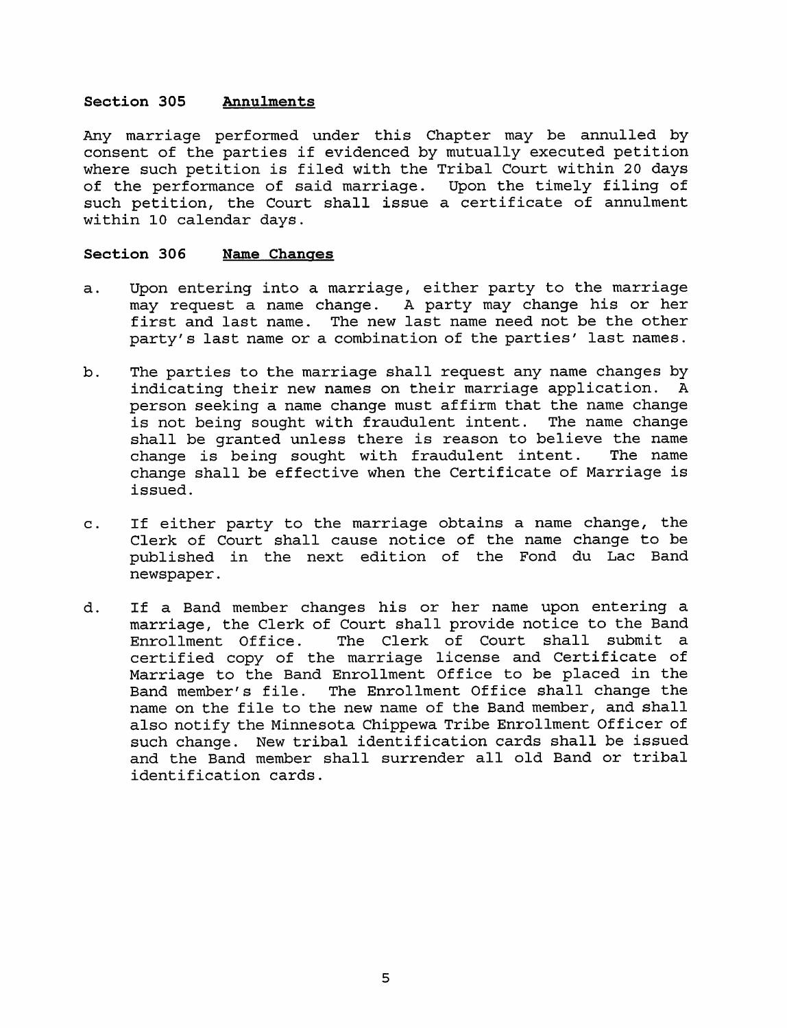**Section 305 Annulments**

Any marriage performed under this Chapter may be annulled by consent of the parties if evidenced by mutually executed petition where such petition is filed with the Tribal Court within 20 days of the performance of said marriage. Upon the timely filing of such petition, the Court shall issue a certificate of annulment within 10 calendar days.

**Section 306 Name Changes**

a. Upon entering into a marriage, either party to the marriage may request a name change. A party may change his or her first and last name. The new last name need not be the other party's last name or a combination of the parties' last names.

b. The parties to the marriage shall request any name changes by indicating their new names on their marriage application. A person seeking a name change must affirm that the name change is not being sought with fraudulent intent. The name change shall be granted unless there is reason to believe the name change is being sought with fraudulent intent. The name change shall be effective when the Certificate of Marriage is issued.

c. If either party to the marriage obtains a name change, the Clerk of Court shall cause notice of the name change to be published in the next edition of the Fond du Lac Band newspaper.

d. If a Band member changes his or her name upon entering a marriage, the Clerk of Court shall provide notice to the Band Enrollment Office. The Clerk of Court shall submit a certified copy of the marriage license and Certificate of Marriage to the Band Enrollment Office to be placed in the Band member's file. The Enrollment Office shall change the name on the file to the new name of the Band member, and shall also notify the Minnesota Chippewa Tribe Enrollment Officer of such change. New tribal identification cards shall be issued and the Band member shall surrender all old Band or tribal identification cards.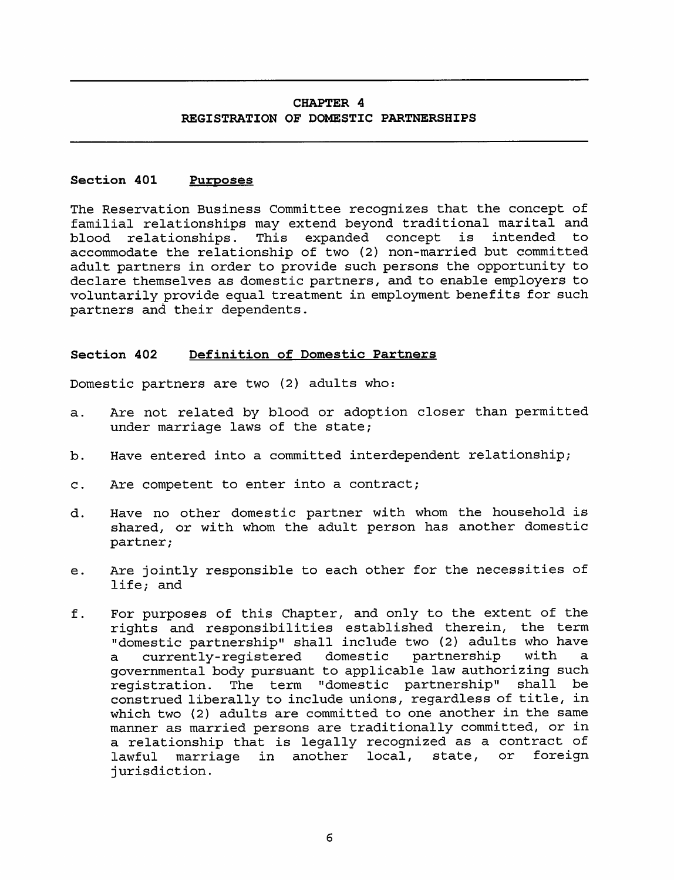# CHAPTER 4
# REGISTRATION OF DOMESTIC PARTNERSHIPS

### Section 401 Purposes

The Reservation Business Committee recognizes that the concept of familial relationships may extend beyond traditional marital and blood relationships. This expanded concept is intended to accommodate the relationship of two (2) non-married but committed adult partners in order to provide such persons the opportunity to declare themselves as domestic partners, and to enable employers to voluntarily provide equal treatment in employment benefits for such partners and their dependents.

### Section 402 Definition of Domestic Partners

Domestic partners are two (2) adults who:

a. Are not related by blood or adoption closer than permitted under marriage laws of the state;

b. Have entered into a committed interdependent relationship;

c. Are competent to enter into a contract;

d. Have no other domestic partner with whom the household is shared, or with whom the adult person has another domestic partner;

e. Are jointly responsible to each other for the necessities of life; and

f. For purposes of this Chapter, and only to the extent of the rights and responsibilities established therein, the term "domestic partnership" shall include two (2) adults who have a currently-registered domestic partnership with a governmental body pursuant to applicable law authorizing such registration. The term "domestic partnership" shall be construed liberally to include unions, regardless of title, in which two (2) adults are committed to one another in the same manner as married persons are traditionally committed, or in a relationship that is legally recognized as a contract of lawful marriage in another local, state, or foreign jurisdiction.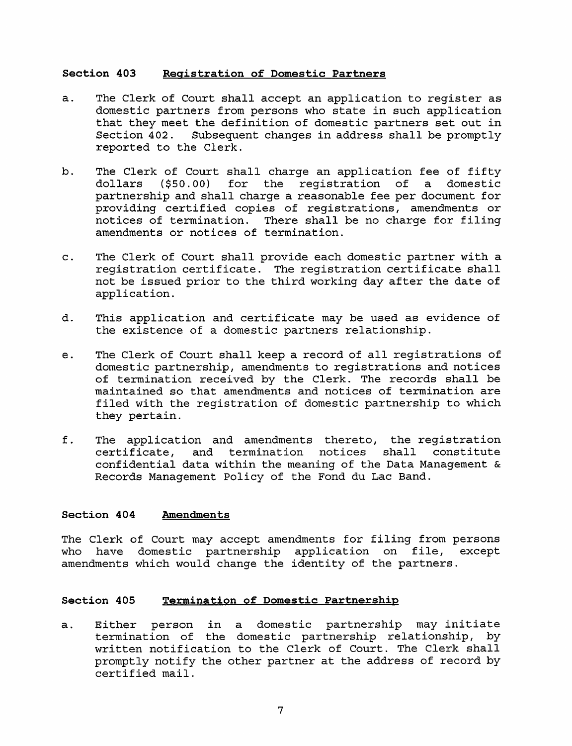### Section 403 Registration of Domestic Partners

a. The Clerk of Court shall accept an application to register as domestic partners from persons who state in such application that they meet the definition of domestic partners set out in Section 402. Subsequent changes in address shall be promptly reported to the Clerk.

b. The Clerk of Court shall charge an application fee of fifty dollars ($50.00) for the registration of a domestic partnership and shall charge a reasonable fee per document for providing certified copies of registrations, amendments or notices of termination. There shall be no charge for filing amendments or notices of termination.

c. The Clerk of Court shall provide each domestic partner with a registration certificate. The registration certificate shall not be issued prior to the third working day after the date of application.

d. This application and certificate may be used as evidence of the existence of a domestic partners relationship.

e. The Clerk of Court shall keep a record of all registrations of domestic partnership, amendments to registrations and notices of termination received by the Clerk. The records shall be maintained so that amendments and notices of termination are filed with the registration of domestic partnership to which they pertain.

f. The application and amendments thereto, the registration certificate, and termination notices shall constitute confidential data within the meaning of the Data Management & Records Management Policy of the Fond du Lac Band.

### Section 404 Amendments

The Clerk of Court may accept amendments for filing from persons who have domestic partnership application on file, except amendments which would change the identity of the partners.

### Section 405 Termination of Domestic Partnership

a. Either person in a domestic partnership may initiate termination of the domestic partnership relationship, by written notification to the Clerk of Court. The Clerk shall promptly notify the other partner at the address of record by certified mail.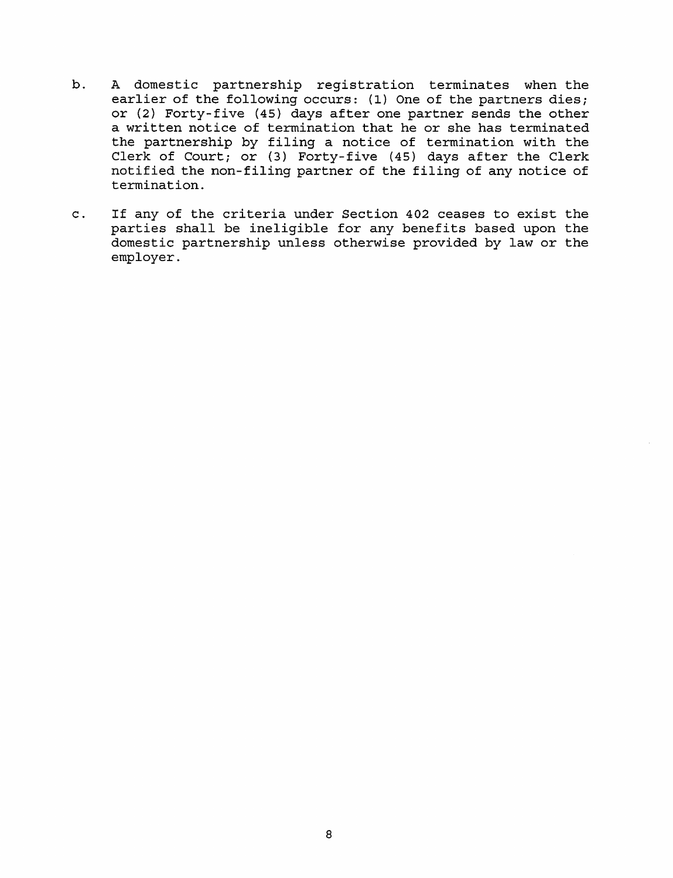b. A domestic partnership registration terminates when the earlier of the following occurs: (1) One of the partners dies; or (2) Forty-five (45) days after one partner sends the other a written notice of termination that he or she has terminated the partnership by filing a notice of termination with the Clerk of Court; or (3) Forty-five (45) days after the Clerk notified the non-filing partner of the filing of any notice of termination.

c. If any of the criteria under Section 402 ceases to exist the parties shall be ineligible for any benefits based upon the domestic partnership unless otherwise provided by law or the employer.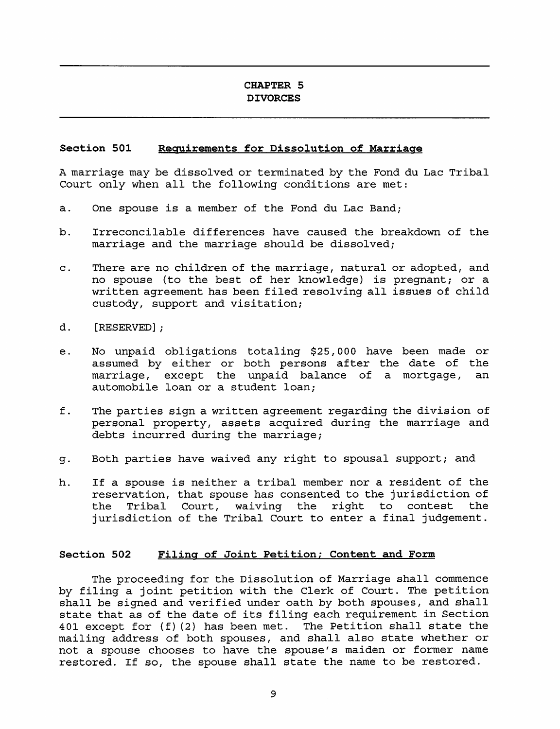## CHAPTER 5
## DIVORCES

### Section 501 Requirements for Dissolution of Marriage

A marriage may be dissolved or terminated by the Fond du Lac Tribal Court only when all the following conditions are met:

a. One spouse is a member of the Fond du Lac Band;

b. Irreconcilable differences have caused the breakdown of the marriage and the marriage should be dissolved;

c. There are no children of the marriage, natural or adopted, and no spouse (to the best of her knowledge) is pregnant; or a written agreement has been filed resolving all issues of child custody, support and visitation;

d. [RESERVED];

e. No unpaid obligations totaling $25,000 have been made or assumed by either or both persons after the date of the marriage, except the unpaid balance of a mortgage, an automobile loan or a student loan;

f. The parties sign a written agreement regarding the division of personal property, assets acquired during the marriage and debts incurred during the marriage;

g. Both parties have waived any right to spousal support; and

h. If a spouse is neither a tribal member nor a resident of the reservation, that spouse has consented to the jurisdiction of the Tribal Court, waiving the right to contest the jurisdiction of the Tribal Court to enter a final judgement.

### Section 502 Filing of Joint Petition; Content and Form

The proceeding for the Dissolution of Marriage shall commence by filing a joint petition with the Clerk of Court. The petition shall be signed and verified under oath by both spouses, and shall state that as of the date of its filing each requirement in Section 401 except for (f)(2) has been met. The Petition shall state the mailing address of both spouses, and shall also state whether or not a spouse chooses to have the spouse's maiden or former name restored. If so, the spouse shall state the name to be restored.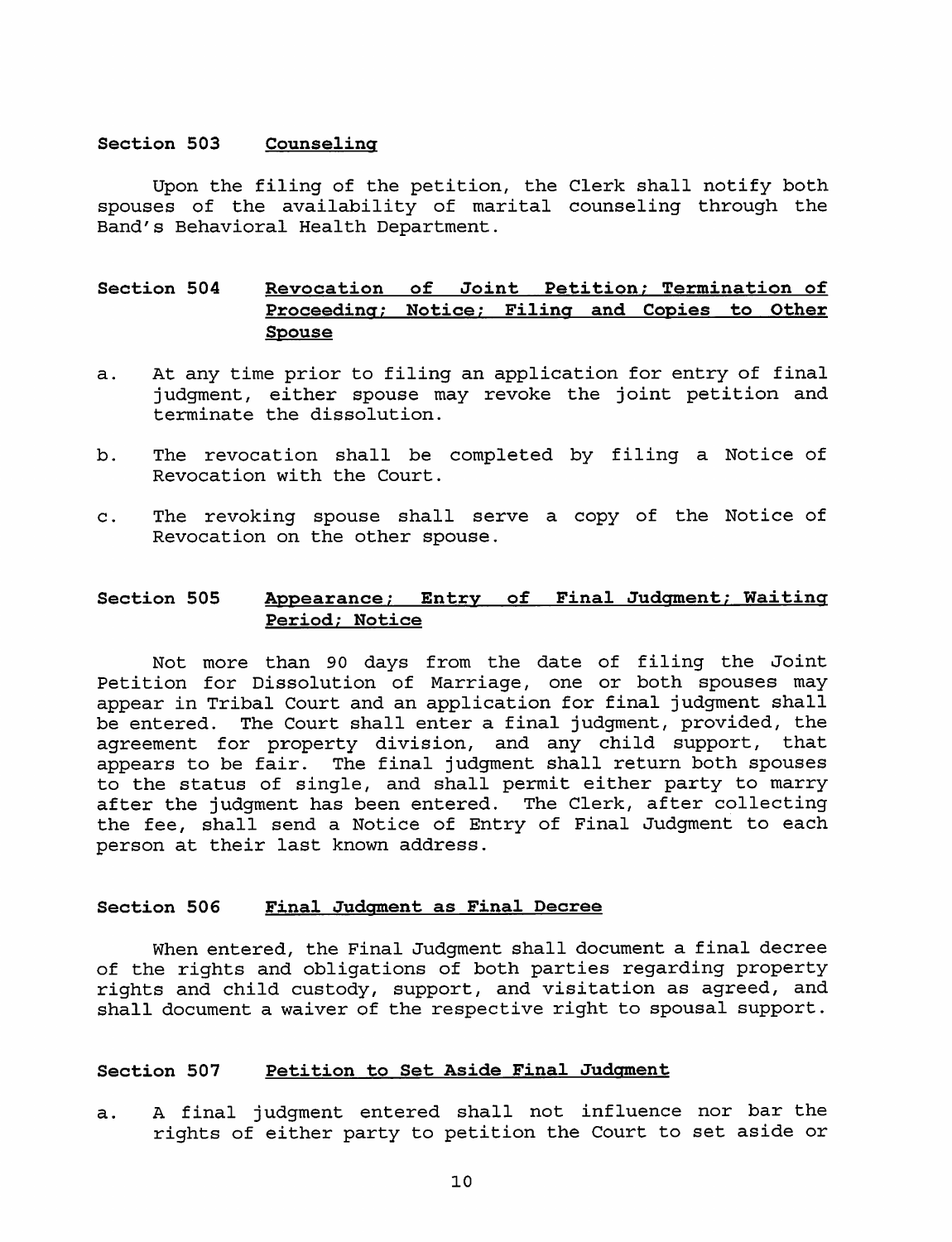## Section 503 Counseling

Upon the filing of the petition, the Clerk shall notify both spouses of the availability of marital counseling through the Band's Behavioral Health Department.

## Section 504 Revocation of Joint Petition; Termination of Proceeding; Notice; Filing and Copies to Other Spouse

a. At any time prior to filing an application for entry of final judgment, either spouse may revoke the joint petition and terminate the dissolution.

b. The revocation shall be completed by filing a Notice of Revocation with the Court.

c. The revoking spouse shall serve a copy of the Notice of Revocation on the other spouse.

## Section 505 Appearance; Entry of Final Judgment; Waiting Period; Notice

Not more than 90 days from the date of filing the Joint Petition for Dissolution of Marriage, one or both spouses may appear in Tribal Court and an application for final judgment shall be entered. The Court shall enter a final judgment, provided, the agreement for property division, and any child support, that appears to be fair. The final judgment shall return both spouses to the status of single, and shall permit either party to marry after the judgment has been entered. The Clerk, after collecting the fee, shall send a Notice of Entry of Final Judgment to each person at their last known address.

## Section 506 Final Judgment as Final Decree

When entered, the Final Judgment shall document a final decree of the rights and obligations of both parties regarding property rights and child custody, support, and visitation as agreed, and shall document a waiver of the respective right to spousal support.

## Section 507 Petition to Set Aside Final Judgment

a. A final judgment entered shall not influence nor bar the rights of either party to petition the Court to set aside or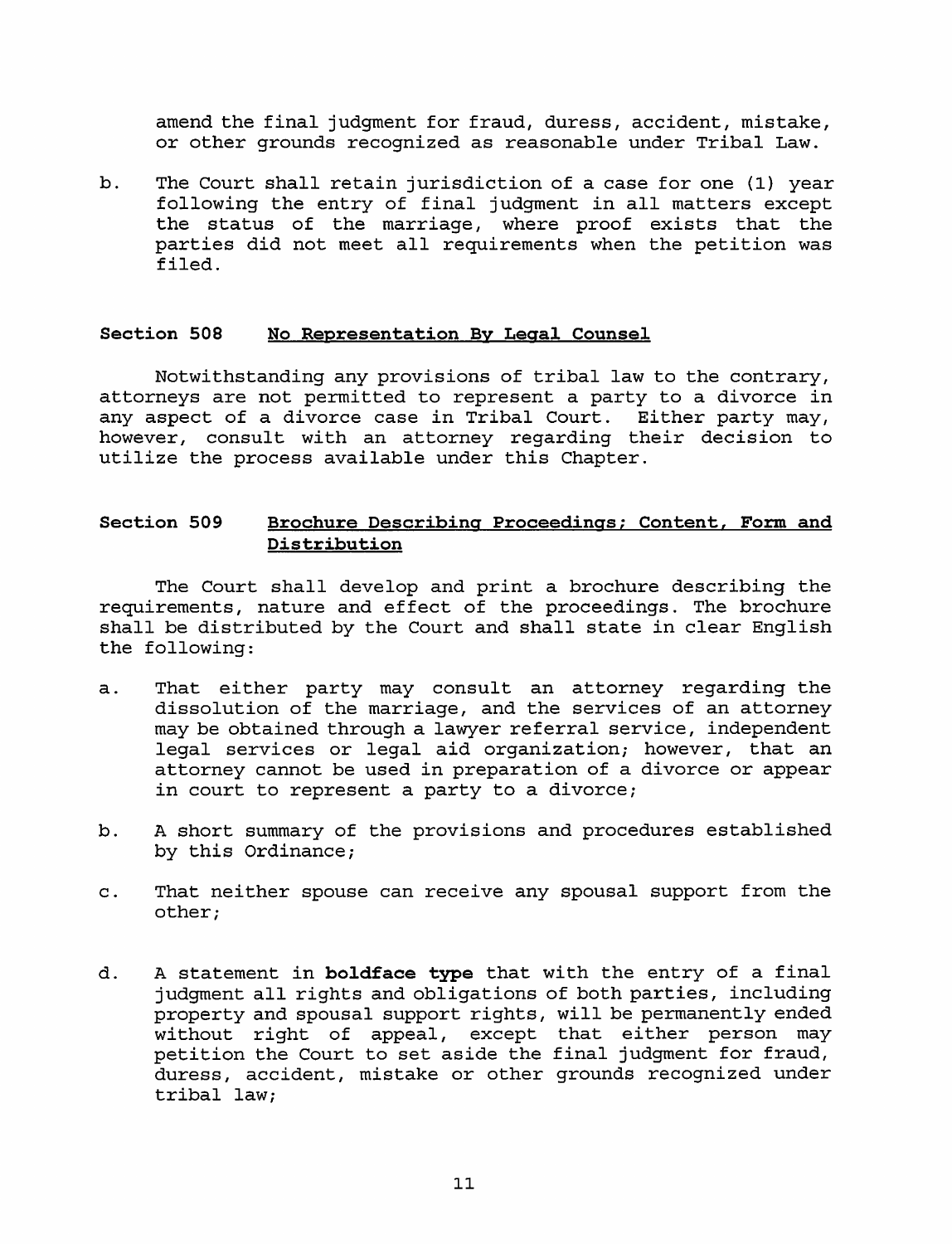amend the final judgment for fraud, duress, accident, mistake, or other grounds recognized as reasonable under Tribal Law.

b. The Court shall retain jurisdiction of a case for one (1) year following the entry of final judgment in all matters except the status of the marriage, where proof exists that the parties did not meet all requirements when the petition was filed.

### Section 508 No Representation By Legal Counsel

Notwithstanding any provisions of tribal law to the contrary, attorneys are not permitted to represent a party to a divorce in any aspect of a divorce case in Tribal Court. Either party may, however, consult with an attorney regarding their decision to utilize the process available under this Chapter.

### Section 509 Brochure Describing Proceedings; Content, Form and Distribution

The Court shall develop and print a brochure describing the requirements, nature and effect of the proceedings. The brochure shall be distributed by the Court and shall state in clear English the following:

a. That either party may consult an attorney regarding the dissolution of the marriage, and the services of an attorney may be obtained through a lawyer referral service, independent legal services or legal aid organization; however, that an attorney cannot be used in preparation of a divorce or appear in court to represent a party to a divorce;

b. A short summary of the provisions and procedures established by this Ordinance;

c. That neither spouse can receive any spousal support from the other;

d. A statement in **boldface type** that with the entry of a final judgment all rights and obligations of both parties, including property and spousal support rights, will be permanently ended without right of appeal, except that either person may petition the Court to set aside the final judgment for fraud, duress, accident, mistake or other grounds recognized under tribal law;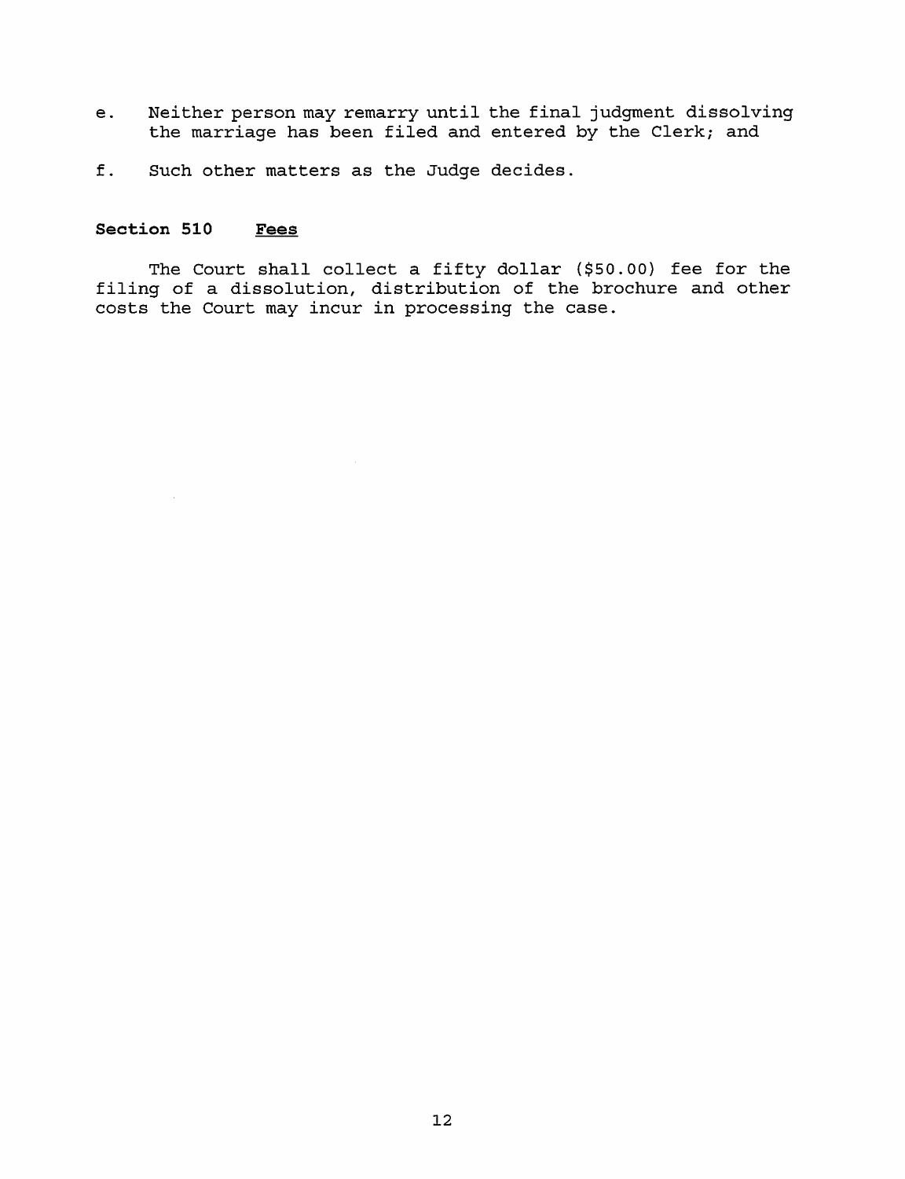e. Neither person may remarry until the final judgment dissolving the marriage has been filed and entered by the Clerk; and

f. Such other matters as the Judge decides.

### Section 510 Fees

The Court shall collect a fifty dollar ($50.00) fee for the filing of a dissolution, distribution of the brochure and other costs the Court may incur in processing the case.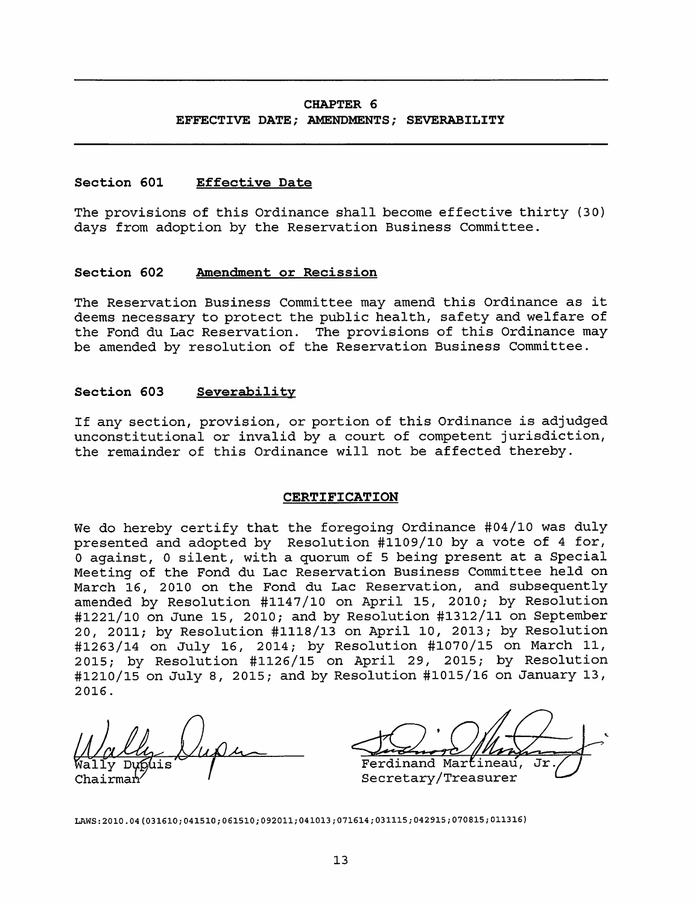## CHAPTER 6
## EFFECTIVE DATE; AMENDMENTS; SEVERABILITY

### Section 601 Effective Date

The provisions of this Ordinance shall become effective thirty (30) days from adoption by the Reservation Business Committee.

### Section 602 Amendment or Recission

The Reservation Business Committee may amend this Ordinance as it deems necessary to protect the public health, safety and welfare of the Fond du Lac Reservation. The provisions of this Ordinance may be amended by resolution of the Reservation Business Committee.

### Section 603 Severability

If any section, provision, or portion of this Ordinance is adjudged unconstitutional or invalid by a court of competent jurisdiction, the remainder of this Ordinance will not be affected thereby.

## CERTIFICATION

We do hereby certify that the foregoing Ordinance #04/10 was duly presented and adopted by Resolution #1109/10 by a vote of 4 for, 0 against, 0 silent, with a quorum of 5 being present at a Special Meeting of the Fond du Lac Reservation Business Committee held on March 16, 2010 on the Fond du Lac Reservation, and subsequently amended by Resolution #1147/10 on April 15, 2010; by Resolution #1221/10 on June 15, 2010; and by Resolution #1312/11 on September 20, 2011; by Resolution #1118/13 on April 10, 2013; by Resolution #1263/14 on July 16, 2014; by Resolution #1070/15 on March 11, 2015; by Resolution #1126/15 on April 29, 2015; by Resolution #1210/15 on July 8, 2015; and by Resolution #1015/16 on January 13, 2016.

Wally Dupuis
Chairman

Ferdinand Martineau, Jr.
Secretary/Treasurer

LAWS:2010.04(031610;041510;061510;092011;041013;071614;031115;042915;070815;011316)